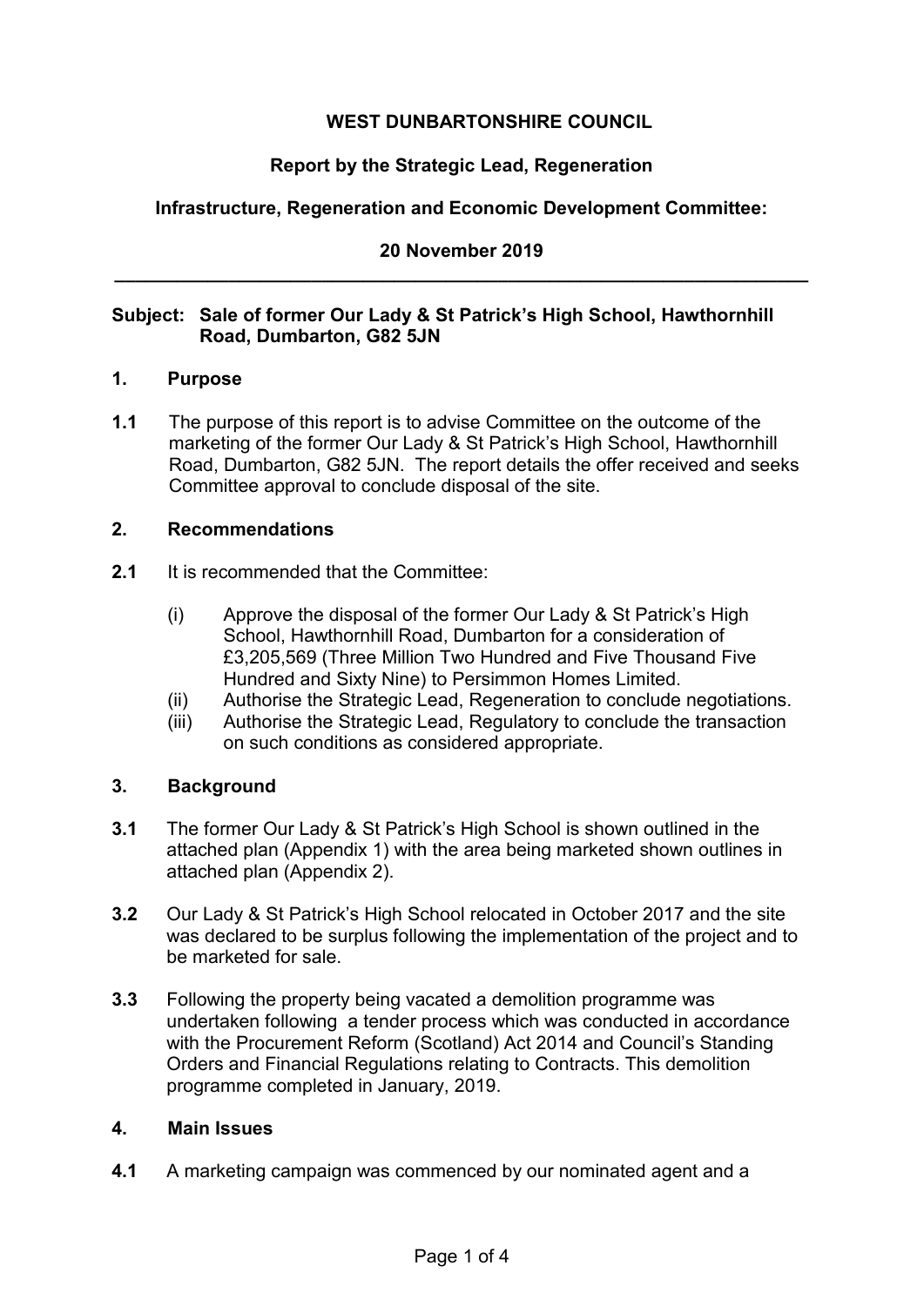**WEST DUNBARTONSHIRE COUNCIL**

**Report by the Strategic Lead, Regeneration**

**Infrastructure, Regeneration and Economic Development Committee:**

**20 November 2019**

---

**Subject: Sale of former Our Lady & St Patrick's High School, Hawthornhill Road, Dumbarton, G82 5JN**

## 1. Purpose

**1.1** The purpose of this report is to advise Committee on the outcome of the marketing of the former Our Lady & St Patrick's High School, Hawthornhill Road, Dumbarton, G82 5JN. The report details the offer received and seeks Committee approval to conclude disposal of the site.

## 2. Recommendations

**2.1** It is recommended that the Committee:

(i) Approve the disposal of the former Our Lady & St Patrick's High School, Hawthornhill Road, Dumbarton for a consideration of £3,205,569 (Three Million Two Hundred and Five Thousand Five Hundred and Sixty Nine) to Persimmon Homes Limited.
(ii) Authorise the Strategic Lead, Regeneration to conclude negotiations.
(iii) Authorise the Strategic Lead, Regulatory to conclude the transaction on such conditions as considered appropriate.

## 3. Background

**3.1** The former Our Lady & St Patrick's High School is shown outlined in the attached plan (Appendix 1) with the area being marketed shown outlines in attached plan (Appendix 2).

**3.2** Our Lady & St Patrick's High School relocated in October 2017 and the site was declared to be surplus following the implementation of the project and to be marketed for sale.

**3.3** Following the property being vacated a demolition programme was undertaken following a tender process which was conducted in accordance with the Procurement Reform (Scotland) Act 2014 and Council's Standing Orders and Financial Regulations relating to Contracts. This demolition programme completed in January, 2019.

## 4. Main Issues

**4.1** A marketing campaign was commenced by our nominated agent and a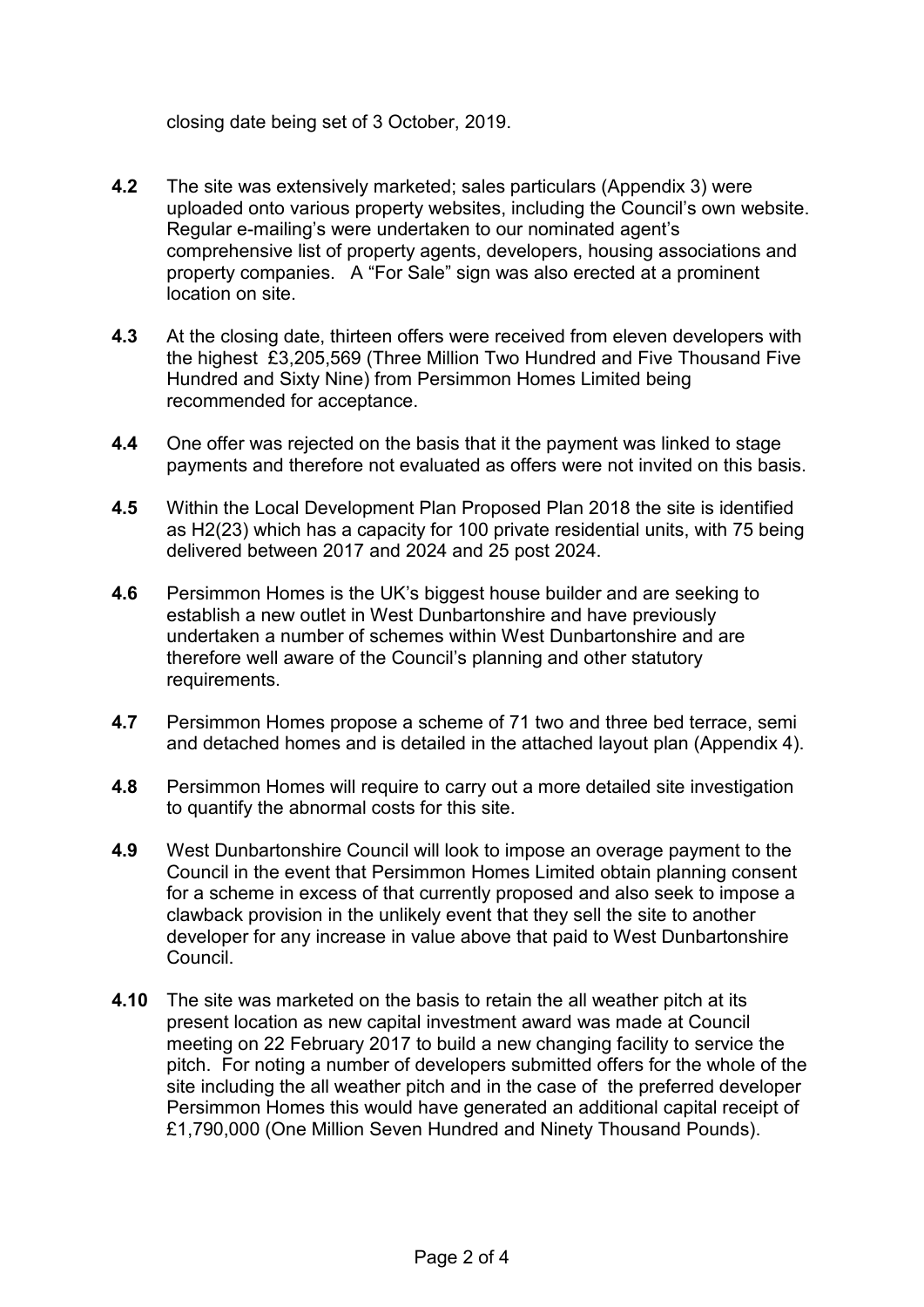closing date being set of 3 October, 2019.

**4.2** The site was extensively marketed; sales particulars (Appendix 3) were uploaded onto various property websites, including the Council's own website. Regular e-mailing's were undertaken to our nominated agent's comprehensive list of property agents, developers, housing associations and property companies. A "For Sale" sign was also erected at a prominent location on site.

**4.3** At the closing date, thirteen offers were received from eleven developers with the highest £3,205,569 (Three Million Two Hundred and Five Thousand Five Hundred and Sixty Nine) from Persimmon Homes Limited being recommended for acceptance.

**4.4** One offer was rejected on the basis that it the payment was linked to stage payments and therefore not evaluated as offers were not invited on this basis.

**4.5** Within the Local Development Plan Proposed Plan 2018 the site is identified as H2(23) which has a capacity for 100 private residential units, with 75 being delivered between 2017 and 2024 and 25 post 2024.

**4.6** Persimmon Homes is the UK's biggest house builder and are seeking to establish a new outlet in West Dunbartonshire and have previously undertaken a number of schemes within West Dunbartonshire and are therefore well aware of the Council's planning and other statutory requirements.

**4.7** Persimmon Homes propose a scheme of 71 two and three bed terrace, semi and detached homes and is detailed in the attached layout plan (Appendix 4).

**4.8** Persimmon Homes will require to carry out a more detailed site investigation to quantify the abnormal costs for this site.

**4.9** West Dunbartonshire Council will look to impose an overage payment to the Council in the event that Persimmon Homes Limited obtain planning consent for a scheme in excess of that currently proposed and also seek to impose a clawback provision in the unlikely event that they sell the site to another developer for any increase in value above that paid to West Dunbartonshire Council.

**4.10** The site was marketed on the basis to retain the all weather pitch at its present location as new capital investment award was made at Council meeting on 22 February 2017 to build a new changing facility to service the pitch. For noting a number of developers submitted offers for the whole of the site including the all weather pitch and in the case of the preferred developer Persimmon Homes this would have generated an additional capital receipt of £1,790,000 (One Million Seven Hundred and Ninety Thousand Pounds).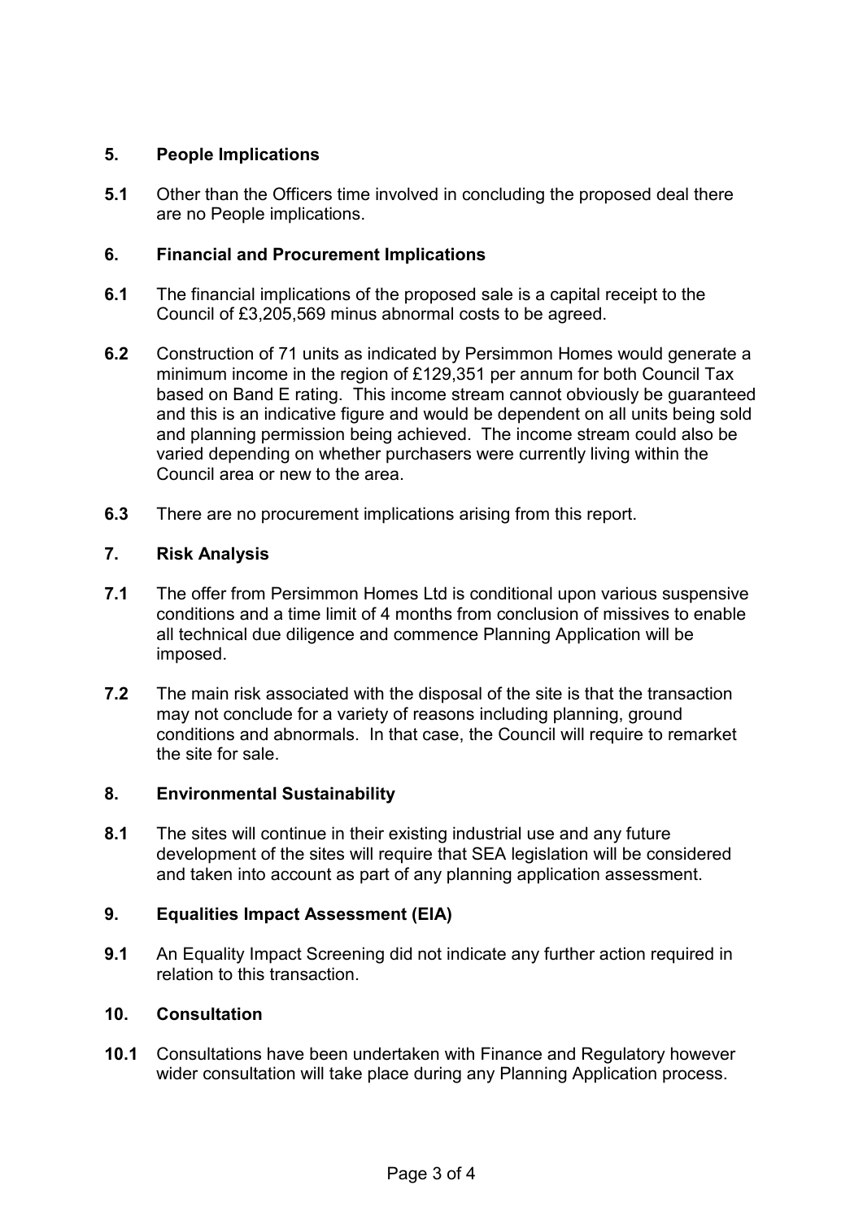## 5. People Implications

**5.1** Other than the Officers time involved in concluding the proposed deal there are no People implications.

## 6. Financial and Procurement Implications

**6.1** The financial implications of the proposed sale is a capital receipt to the Council of £3,205,569 minus abnormal costs to be agreed.

**6.2** Construction of 71 units as indicated by Persimmon Homes would generate a minimum income in the region of £129,351 per annum for both Council Tax based on Band E rating. This income stream cannot obviously be guaranteed and this is an indicative figure and would be dependent on all units being sold and planning permission being achieved. The income stream could also be varied depending on whether purchasers were currently living within the Council area or new to the area.

**6.3** There are no procurement implications arising from this report.

## 7. Risk Analysis

**7.1** The offer from Persimmon Homes Ltd is conditional upon various suspensive conditions and a time limit of 4 months from conclusion of missives to enable all technical due diligence and commence Planning Application will be imposed.

**7.2** The main risk associated with the disposal of the site is that the transaction may not conclude for a variety of reasons including planning, ground conditions and abnormals. In that case, the Council will require to remarket the site for sale.

## 8. Environmental Sustainability

**8.1** The sites will continue in their existing industrial use and any future development of the sites will require that SEA legislation will be considered and taken into account as part of any planning application assessment.

## 9. Equalities Impact Assessment (EIA)

**9.1** An Equality Impact Screening did not indicate any further action required in relation to this transaction.

## 10. Consultation

**10.1** Consultations have been undertaken with Finance and Regulatory however wider consultation will take place during any Planning Application process.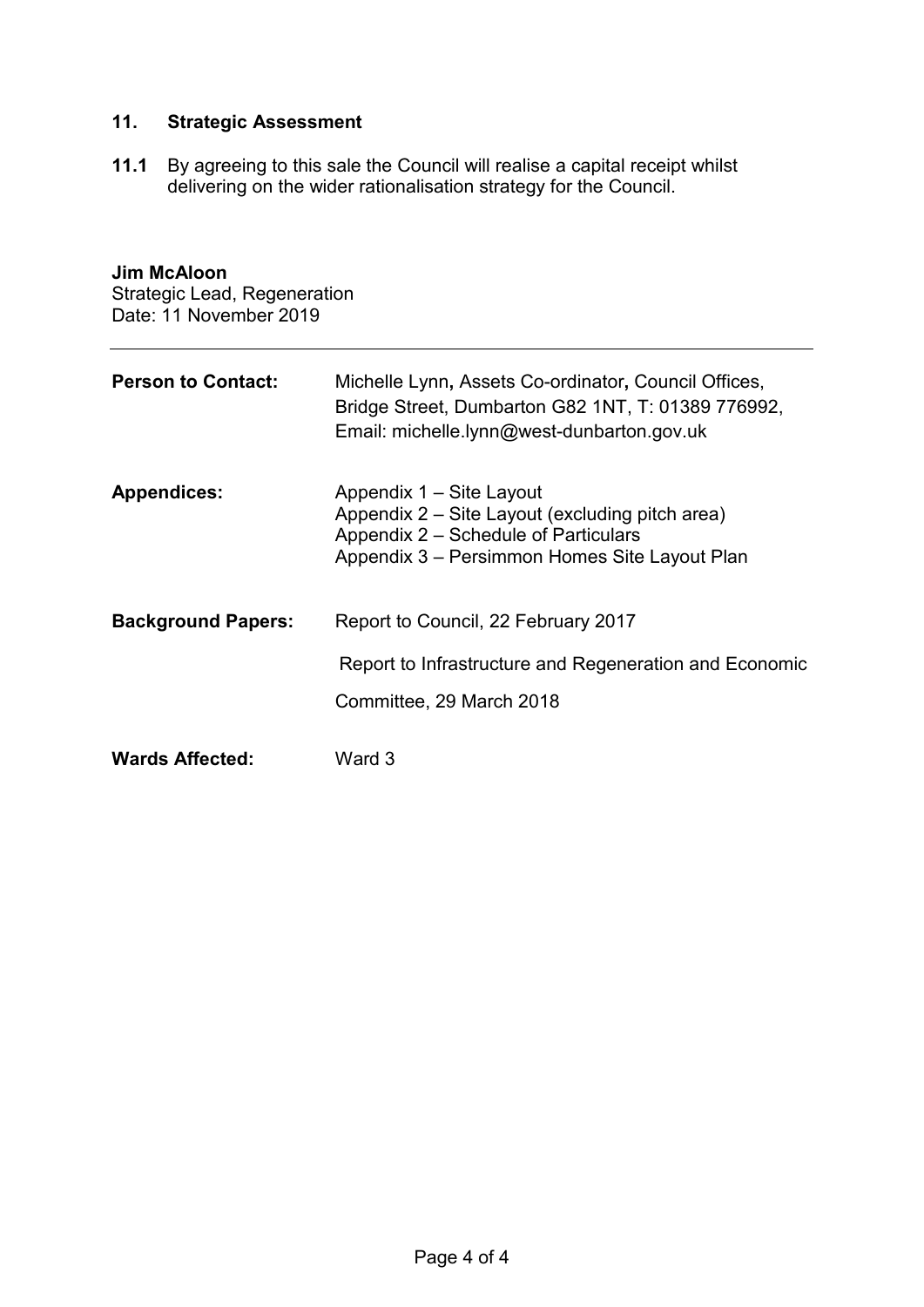## 11. Strategic Assessment

**11.1** By agreeing to this sale the Council will realise a capital receipt whilst delivering on the wider rationalisation strategy for the Council.

**Jim McAloon**
Strategic Lead, Regeneration
Date: 11 November 2019

---

**Person to Contact:** Michelle Lynn**,** Assets Co-ordinator**,** Council Offices, Bridge Street, Dumbarton G82 1NT, T: 01389 776992, Email: michelle.lynn@west-dunbarton.gov.uk

**Appendices:** Appendix 1 – Site Layout
Appendix 2 – Site Layout (excluding pitch area)
Appendix 2 – Schedule of Particulars
Appendix 3 – Persimmon Homes Site Layout Plan

**Background Papers:** Report to Council, 22 February 2017

Report to Infrastructure and Regeneration and Economic Committee, 29 March 2018

**Wards Affected:** Ward 3